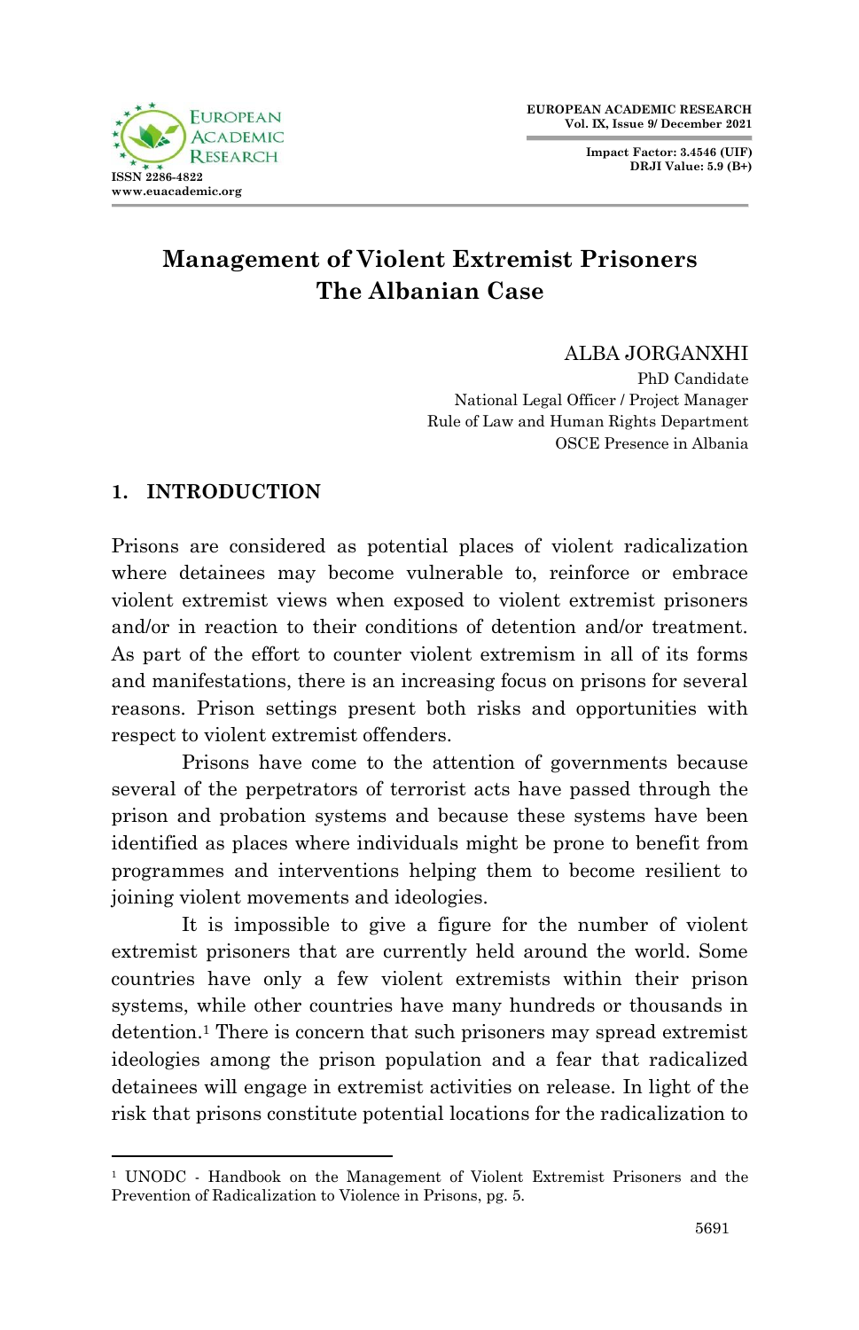# Management of Violent Extremist Prisoners
# The Albanian Case

ALBA JORGANXHI
PhD Candidate
National Legal Officer / Project Manager
Rule of Law and Human Rights Department
OSCE Presence in Albania

## 1. INTRODUCTION

Prisons are considered as potential places of violent radicalization where detainees may become vulnerable to, reinforce or embrace violent extremist views when exposed to violent extremist prisoners and/or in reaction to their conditions of detention and/or treatment. As part of the effort to counter violent extremism in all of its forms and manifestations, there is an increasing focus on prisons for several reasons. Prison settings present both risks and opportunities with respect to violent extremist offenders.

Prisons have come to the attention of governments because several of the perpetrators of terrorist acts have passed through the prison and probation systems and because these systems have been identified as places where individuals might be prone to benefit from programmes and interventions helping them to become resilient to joining violent movements and ideologies.

It is impossible to give a figure for the number of violent extremist prisoners that are currently held around the world. Some countries have only a few violent extremists within their prison systems, while other countries have many hundreds or thousands in detention.[1] There is concern that such prisoners may spread extremist ideologies among the prison population and a fear that radicalized detainees will engage in extremist activities on release. In light of the risk that prisons constitute potential locations for the radicalization to

[1] UNODC - Handbook on the Management of Violent Extremist Prisoners and the Prevention of Radicalization to Violence in Prisons, pg. 5.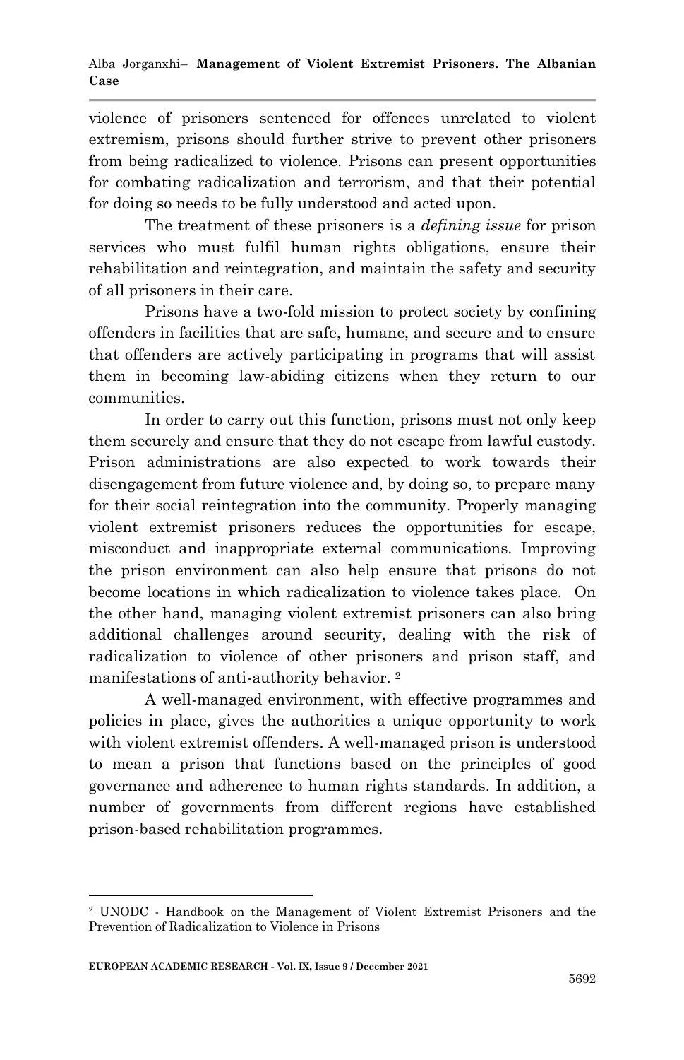violence of prisoners sentenced for offences unrelated to violent extremism, prisons should further strive to prevent other prisoners from being radicalized to violence. Prisons can present opportunities for combating radicalization and terrorism, and that their potential for doing so needs to be fully understood and acted upon.

The treatment of these prisoners is a *defining issue* for prison services who must fulfil human rights obligations, ensure their rehabilitation and reintegration, and maintain the safety and security of all prisoners in their care.

Prisons have a two-fold mission to protect society by confining offenders in facilities that are safe, humane, and secure and to ensure that offenders are actively participating in programs that will assist them in becoming law-abiding citizens when they return to our communities.

In order to carry out this function, prisons must not only keep them securely and ensure that they do not escape from lawful custody. Prison administrations are also expected to work towards their disengagement from future violence and, by doing so, to prepare many for their social reintegration into the community. Properly managing violent extremist prisoners reduces the opportunities for escape, misconduct and inappropriate external communications. Improving the prison environment can also help ensure that prisons do not become locations in which radicalization to violence takes place. On the other hand, managing violent extremist prisoners can also bring additional challenges around security, dealing with the risk of radicalization to violence of other prisoners and prison staff, and manifestations of anti-authority behavior. [2]

A well-managed environment, with effective programmes and policies in place, gives the authorities a unique opportunity to work with violent extremist offenders. A well-managed prison is understood to mean a prison that functions based on the principles of good governance and adherence to human rights standards. In addition, a number of governments from different regions have established prison-based rehabilitation programmes.

---

[2] UNODC - Handbook on the Management of Violent Extremist Prisoners and the Prevention of Radicalization to Violence in Prisons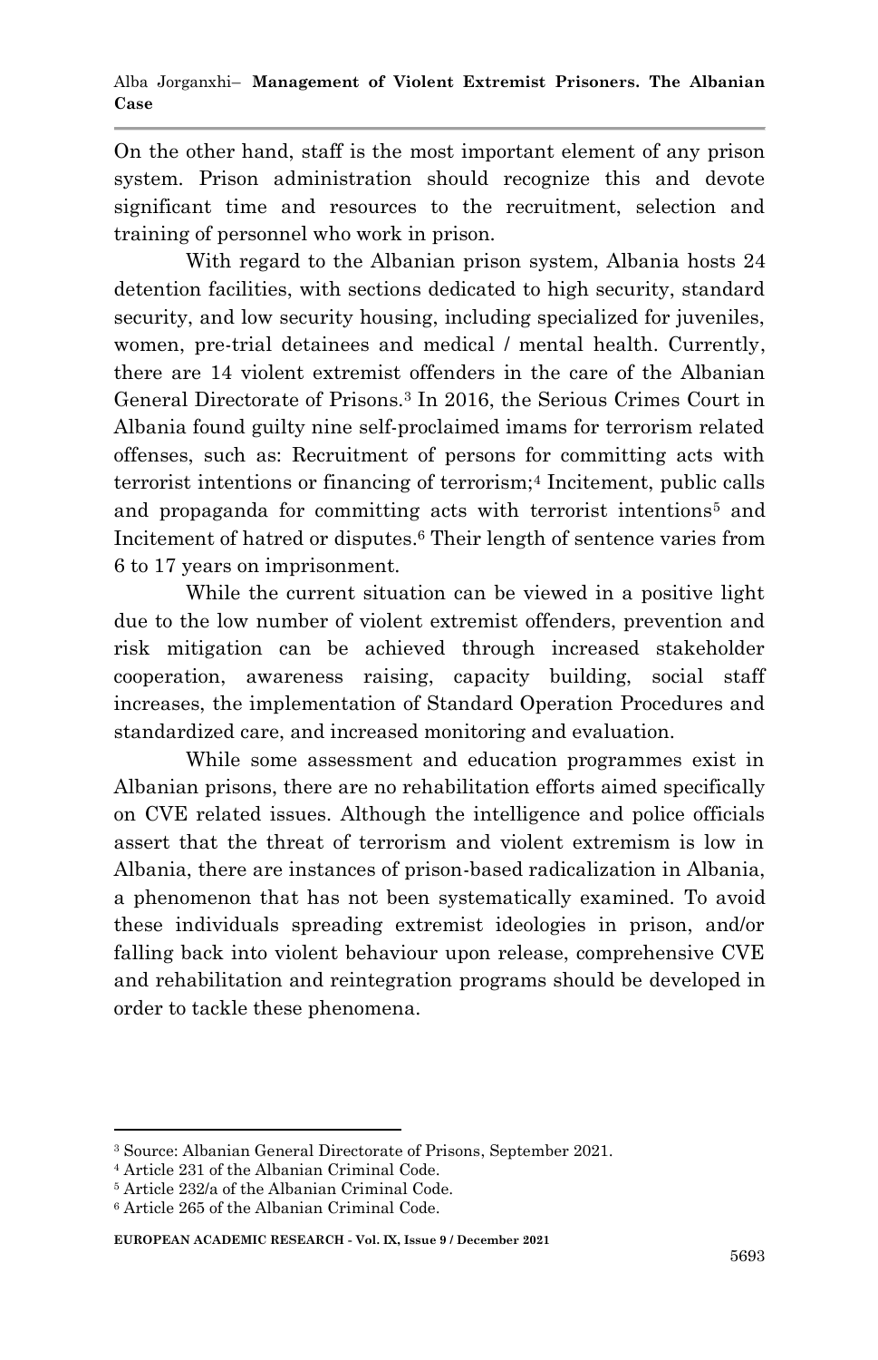On the other hand, staff is the most important element of any prison system. Prison administration should recognize this and devote significant time and resources to the recruitment, selection and training of personnel who work in prison.

With regard to the Albanian prison system, Albania hosts 24 detention facilities, with sections dedicated to high security, standard security, and low security housing, including specialized for juveniles, women, pre-trial detainees and medical / mental health. Currently, there are 14 violent extremist offenders in the care of the Albanian General Directorate of Prisons.[3] In 2016, the Serious Crimes Court in Albania found guilty nine self-proclaimed imams for terrorism related offenses, such as: Recruitment of persons for committing acts with terrorist intentions or financing of terrorism;[4] Incitement, public calls and propaganda for committing acts with terrorist intentions[5] and Incitement of hatred or disputes.[6] Their length of sentence varies from 6 to 17 years on imprisonment.

While the current situation can be viewed in a positive light due to the low number of violent extremist offenders, prevention and risk mitigation can be achieved through increased stakeholder cooperation, awareness raising, capacity building, social staff increases, the implementation of Standard Operation Procedures and standardized care, and increased monitoring and evaluation.

While some assessment and education programmes exist in Albanian prisons, there are no rehabilitation efforts aimed specifically on CVE related issues. Although the intelligence and police officials assert that the threat of terrorism and violent extremism is low in Albania, there are instances of prison-based radicalization in Albania, a phenomenon that has not been systematically examined. To avoid these individuals spreading extremist ideologies in prison, and/or falling back into violent behaviour upon release, comprehensive CVE and rehabilitation and reintegration programs should be developed in order to tackle these phenomena.

---

[3] Source: Albanian General Directorate of Prisons, September 2021.

[4] Article 231 of the Albanian Criminal Code.

[5] Article 232/a of the Albanian Criminal Code.

[6] Article 265 of the Albanian Criminal Code.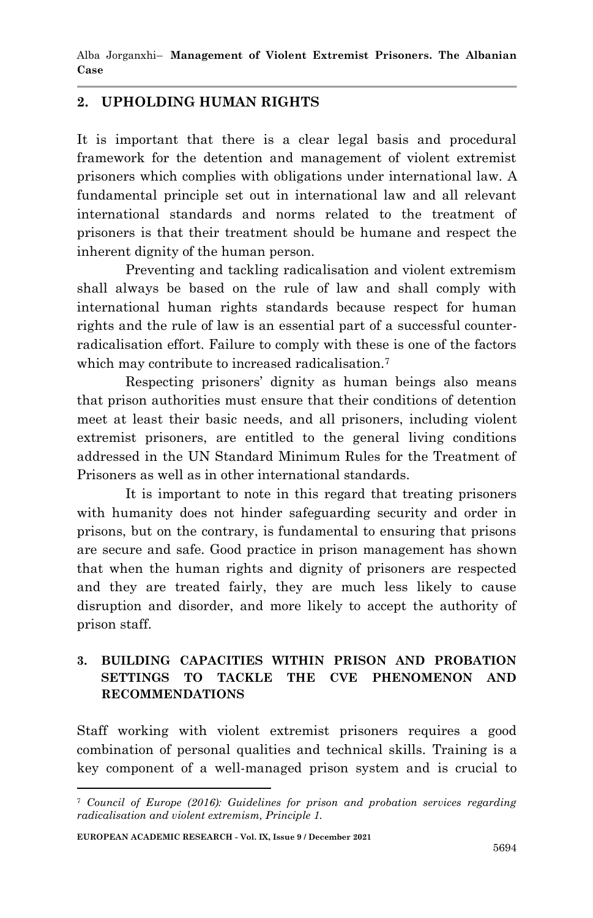## 2. UPHOLDING HUMAN RIGHTS

It is important that there is a clear legal basis and procedural framework for the detention and management of violent extremist prisoners which complies with obligations under international law. A fundamental principle set out in international law and all relevant international standards and norms related to the treatment of prisoners is that their treatment should be humane and respect the inherent dignity of the human person.

Preventing and tackling radicalisation and violent extremism shall always be based on the rule of law and shall comply with international human rights standards because respect for human rights and the rule of law is an essential part of a successful counter-radicalisation effort. Failure to comply with these is one of the factors which may contribute to increased radicalisation.[7]

Respecting prisoners' dignity as human beings also means that prison authorities must ensure that their conditions of detention meet at least their basic needs, and all prisoners, including violent extremist prisoners, are entitled to the general living conditions addressed in the UN Standard Minimum Rules for the Treatment of Prisoners as well as in other international standards.

It is important to note in this regard that treating prisoners with humanity does not hinder safeguarding security and order in prisons, but on the contrary, is fundamental to ensuring that prisons are secure and safe. Good practice in prison management has shown that when the human rights and dignity of prisoners are respected and they are treated fairly, they are much less likely to cause disruption and disorder, and more likely to accept the authority of prison staff.

## 3. BUILDING CAPACITIES WITHIN PRISON AND PROBATION SETTINGS TO TACKLE THE CVE PHENOMENON AND RECOMMENDATIONS

Staff working with violent extremist prisoners requires a good combination of personal qualities and technical skills. Training is a key component of a well-managed prison system and is crucial to

---

[7] *Council of Europe (2016): Guidelines for prison and probation services regarding radicalisation and violent extremism, Principle 1.*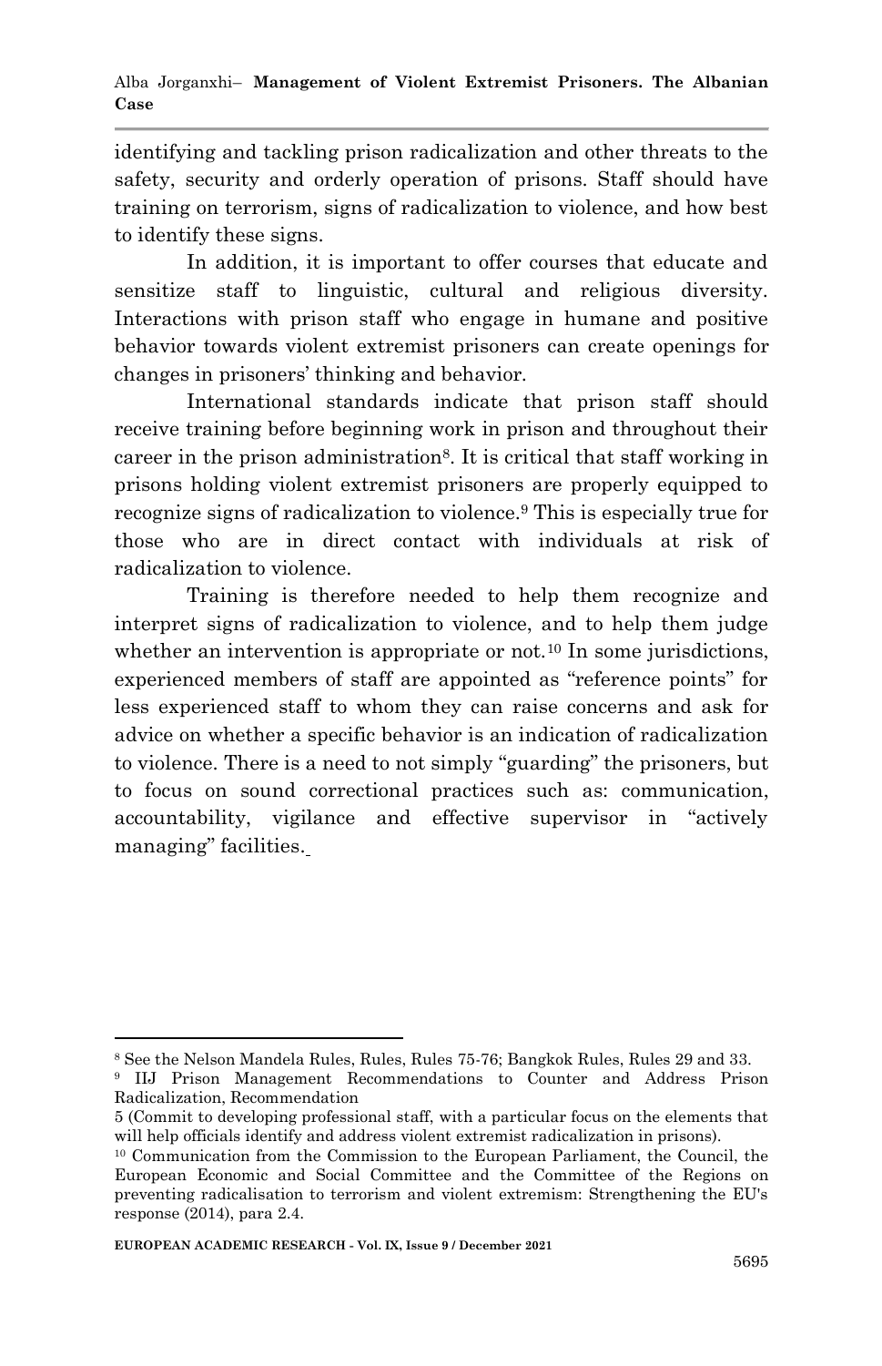identifying and tackling prison radicalization and other threats to the safety, security and orderly operation of prisons. Staff should have training on terrorism, signs of radicalization to violence, and how best to identify these signs.

In addition, it is important to offer courses that educate and sensitize staff to linguistic, cultural and religious diversity. Interactions with prison staff who engage in humane and positive behavior towards violent extremist prisoners can create openings for changes in prisoners' thinking and behavior.

International standards indicate that prison staff should receive training before beginning work in prison and throughout their career in the prison administration[8]. It is critical that staff working in prisons holding violent extremist prisoners are properly equipped to recognize signs of radicalization to violence.[9] This is especially true for those who are in direct contact with individuals at risk of radicalization to violence.

Training is therefore needed to help them recognize and interpret signs of radicalization to violence, and to help them judge whether an intervention is appropriate or not.[10] In some jurisdictions, experienced members of staff are appointed as "reference points" for less experienced staff to whom they can raise concerns and ask for advice on whether a specific behavior is an indication of radicalization to violence. There is a need to not simply "guarding" the prisoners, but to focus on sound correctional practices such as: communication, accountability, vigilance and effective supervisor in "actively managing" facilities.

---

[8] See the Nelson Mandela Rules, Rules, Rules 75-76; Bangkok Rules, Rules 29 and 33.

[9] IIJ Prison Management Recommendations to Counter and Address Prison Radicalization, Recommendation 5 (Commit to developing professional staff, with a particular focus on the elements that will help officials identify and address violent extremist radicalization in prisons).

[10] Communication from the Commission to the European Parliament, the Council, the European Economic and Social Committee and the Committee of the Regions on preventing radicalisation to terrorism and violent extremism: Strengthening the EU's response (2014), para 2.4.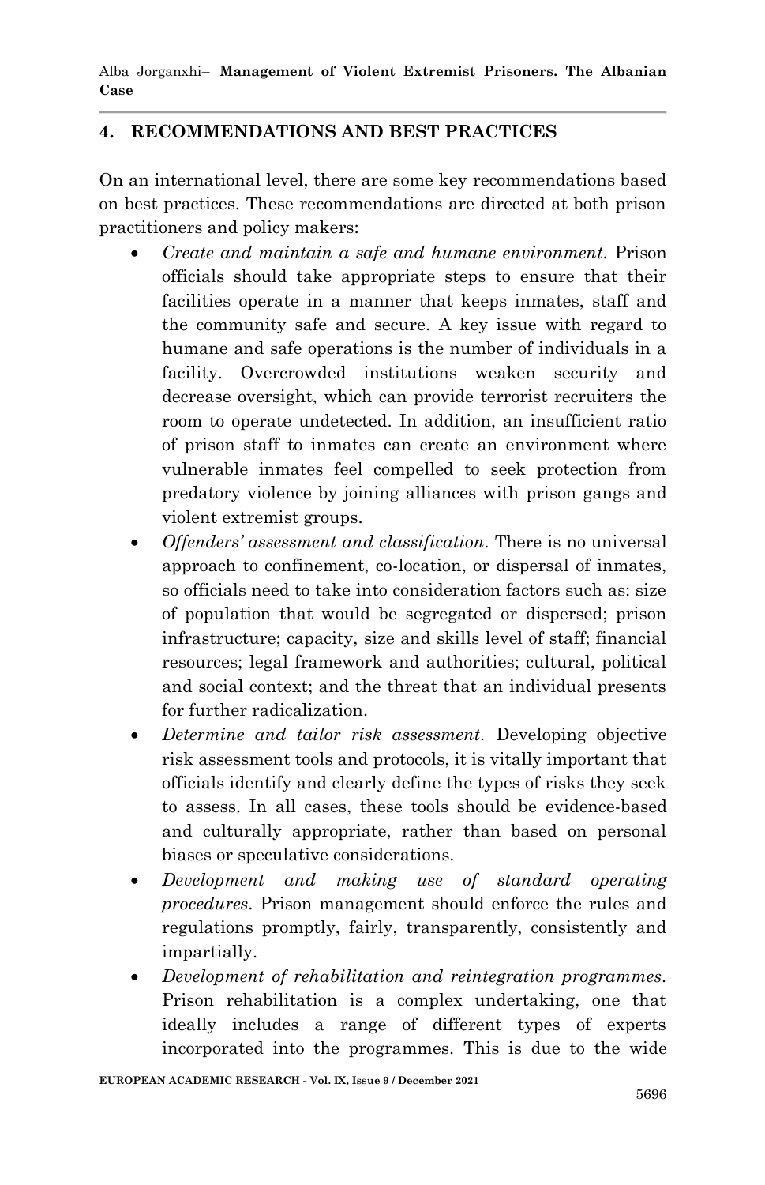## 4. RECOMMENDATIONS AND BEST PRACTICES

On an international level, there are some key recommendations based on best practices. These recommendations are directed at both prison practitioners and policy makers:

- *Create and maintain a safe and humane environment.* Prison officials should take appropriate steps to ensure that their facilities operate in a manner that keeps inmates, staff and the community safe and secure. A key issue with regard to humane and safe operations is the number of individuals in a facility. Overcrowded institutions weaken security and decrease oversight, which can provide terrorist recruiters the room to operate undetected. In addition, an insufficient ratio of prison staff to inmates can create an environment where vulnerable inmates feel compelled to seek protection from predatory violence by joining alliances with prison gangs and violent extremist groups.
- *Offenders' assessment and classification*. There is no universal approach to confinement, co-location, or dispersal of inmates, so officials need to take into consideration factors such as: size of population that would be segregated or dispersed; prison infrastructure; capacity, size and skills level of staff; financial resources; legal framework and authorities; cultural, political and social context; and the threat that an individual presents for further radicalization.
- *Determine and tailor risk assessment.* Developing objective risk assessment tools and protocols, it is vitally important that officials identify and clearly define the types of risks they seek to assess. In all cases, these tools should be evidence-based and culturally appropriate, rather than based on personal biases or speculative considerations.
- *Development and making use of standard operating procedures*. Prison management should enforce the rules and regulations promptly, fairly, transparently, consistently and impartially.
- *Development of rehabilitation and reintegration programmes.* Prison rehabilitation is a complex undertaking, one that ideally includes a range of different types of experts incorporated into the programmes. This is due to the wide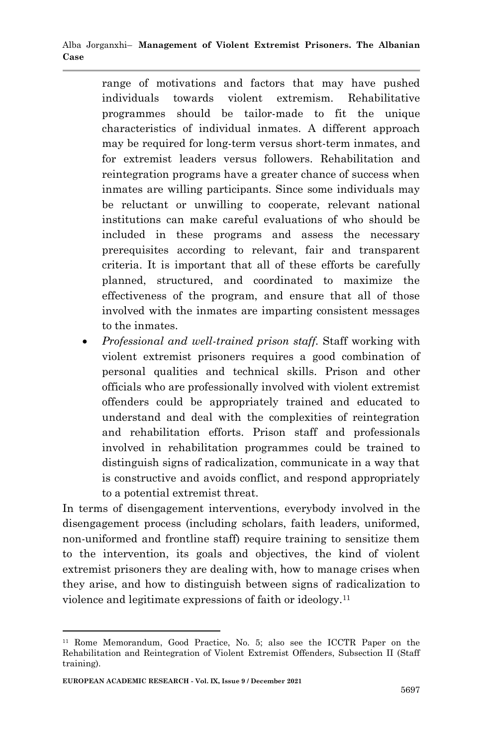range of motivations and factors that may have pushed individuals towards violent extremism. Rehabilitative programmes should be tailor-made to fit the unique characteristics of individual inmates. A different approach may be required for long-term versus short-term inmates, and for extremist leaders versus followers. Rehabilitation and reintegration programs have a greater chance of success when inmates are willing participants. Since some individuals may be reluctant or unwilling to cooperate, relevant national institutions can make careful evaluations of who should be included in these programs and assess the necessary prerequisites according to relevant, fair and transparent criteria. It is important that all of these efforts be carefully planned, structured, and coordinated to maximize the effectiveness of the program, and ensure that all of those involved with the inmates are imparting consistent messages to the inmates.

- *Professional and well-trained prison staff.* Staff working with violent extremist prisoners requires a good combination of personal qualities and technical skills. Prison and other officials who are professionally involved with violent extremist offenders could be appropriately trained and educated to understand and deal with the complexities of reintegration and rehabilitation efforts. Prison staff and professionals involved in rehabilitation programmes could be trained to distinguish signs of radicalization, communicate in a way that is constructive and avoids conflict, and respond appropriately to a potential extremist threat.

In terms of disengagement interventions, everybody involved in the disengagement process (including scholars, faith leaders, uniformed, non-uniformed and frontline staff) require training to sensitize them to the intervention, its goals and objectives, the kind of violent extremist prisoners they are dealing with, how to manage crises when they arise, and how to distinguish between signs of radicalization to violence and legitimate expressions of faith or ideology.[11]

---

[11] Rome Memorandum, Good Practice, No. 5; also see the ICCTR Paper on the Rehabilitation and Reintegration of Violent Extremist Offenders, Subsection II (Staff training).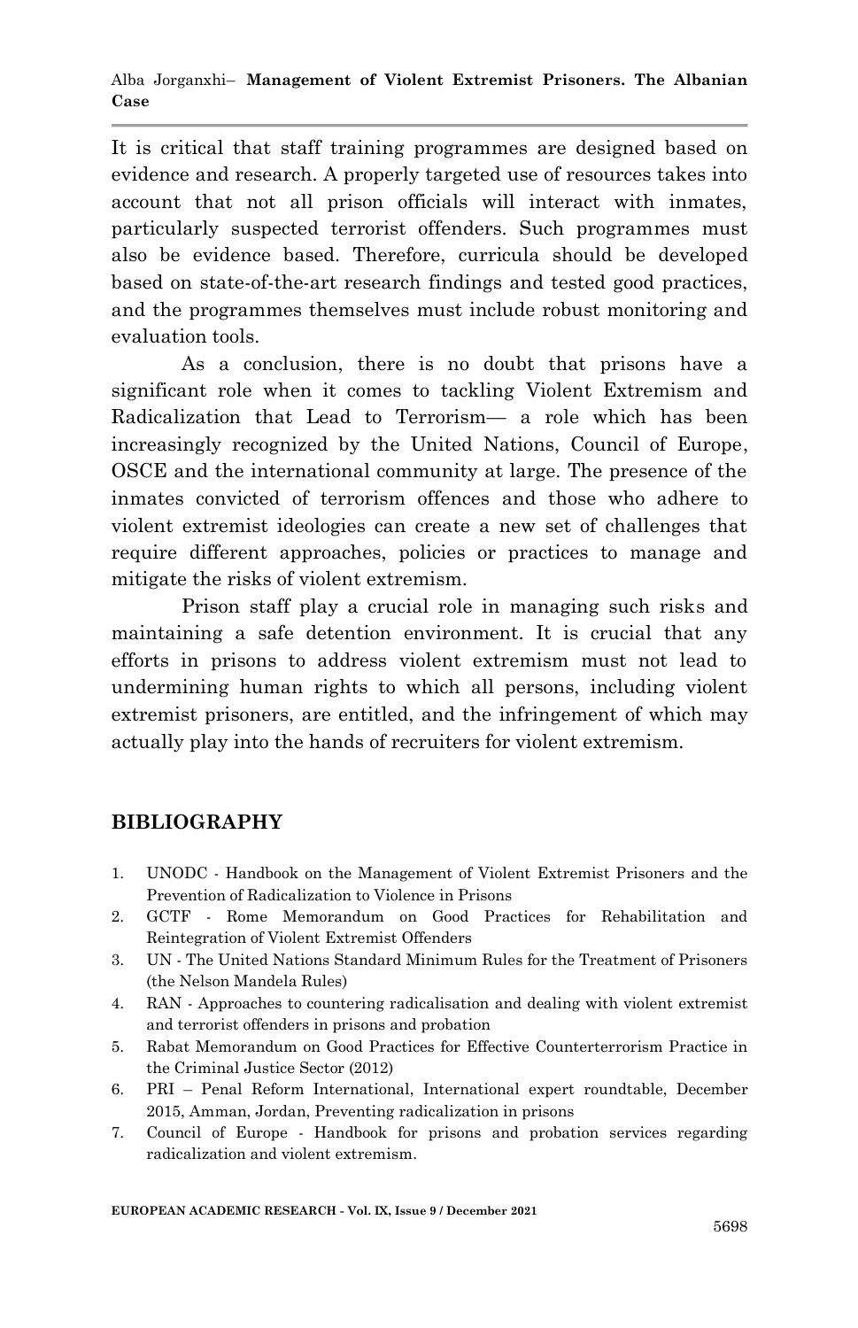It is critical that staff training programmes are designed based on evidence and research. A properly targeted use of resources takes into account that not all prison officials will interact with inmates, particularly suspected terrorist offenders. Such programmes must also be evidence based. Therefore, curricula should be developed based on state-of-the-art research findings and tested good practices, and the programmes themselves must include robust monitoring and evaluation tools.

As a conclusion, there is no doubt that prisons have a significant role when it comes to tackling Violent Extremism and Radicalization that Lead to Terrorism— a role which has been increasingly recognized by the United Nations, Council of Europe, OSCE and the international community at large. The presence of the inmates convicted of terrorism offences and those who adhere to violent extremist ideologies can create a new set of challenges that require different approaches, policies or practices to manage and mitigate the risks of violent extremism.

Prison staff play a crucial role in managing such risks and maintaining a safe detention environment. It is crucial that any efforts in prisons to address violent extremism must not lead to undermining human rights to which all persons, including violent extremist prisoners, are entitled, and the infringement of which may actually play into the hands of recruiters for violent extremism.

## BIBLIOGRAPHY

1. UNODC - Handbook on the Management of Violent Extremist Prisoners and the Prevention of Radicalization to Violence in Prisons
2. GCTF - Rome Memorandum on Good Practices for Rehabilitation and Reintegration of Violent Extremist Offenders
3. UN - The United Nations Standard Minimum Rules for the Treatment of Prisoners (the Nelson Mandela Rules)
4. RAN - Approaches to countering radicalisation and dealing with violent extremist and terrorist offenders in prisons and probation
5. Rabat Memorandum on Good Practices for Effective Counterterrorism Practice in the Criminal Justice Sector (2012)
6. PRI – Penal Reform International, International expert roundtable, December 2015, Amman, Jordan, Preventing radicalization in prisons
7. Council of Europe - Handbook for prisons and probation services regarding radicalization and violent extremism.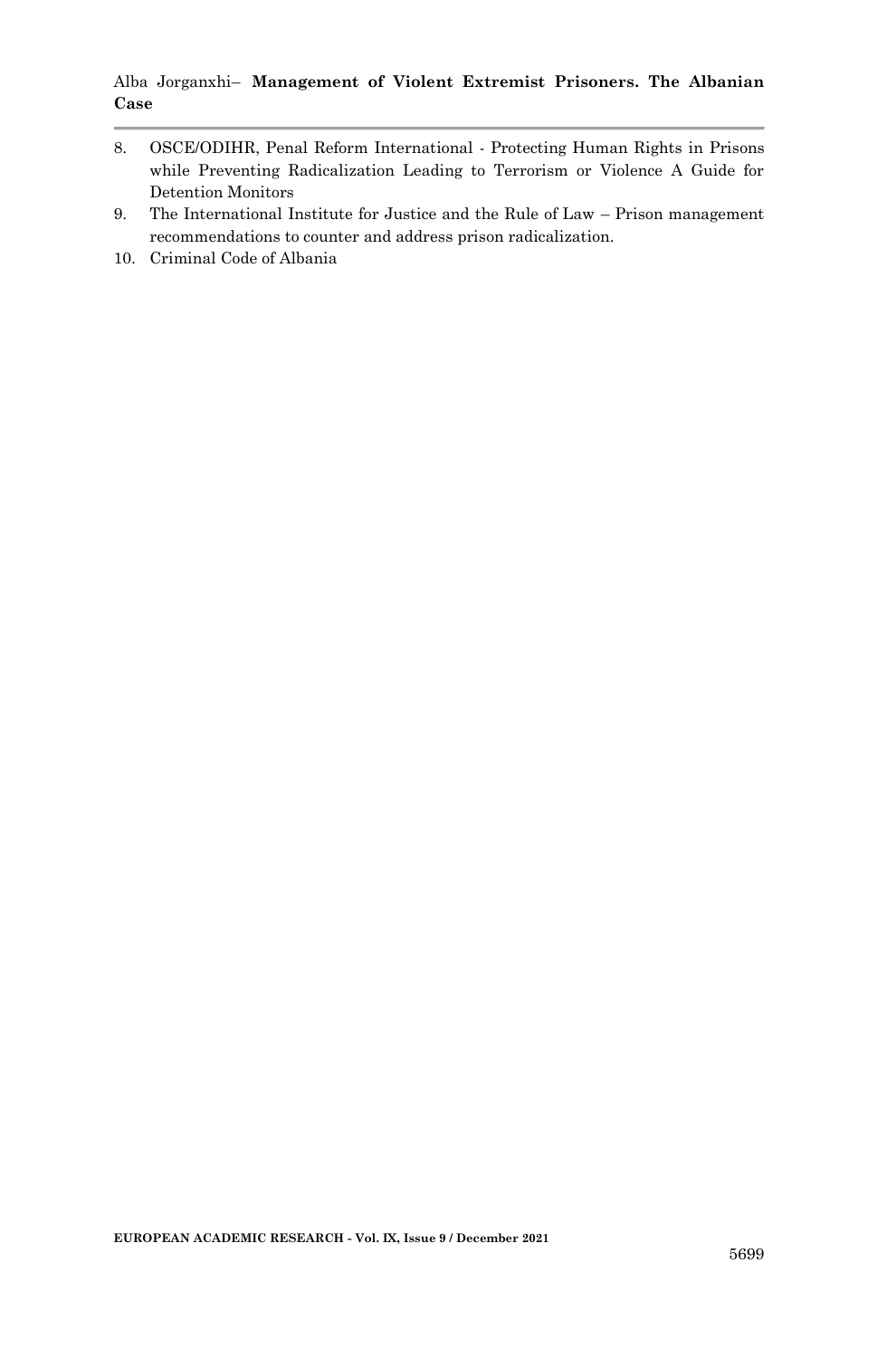8. OSCE/ODIHR, Penal Reform International - Protecting Human Rights in Prisons while Preventing Radicalization Leading to Terrorism or Violence A Guide for Detention Monitors
9. The International Institute for Justice and the Rule of Law – Prison management recommendations to counter and address prison radicalization.
10. Criminal Code of Albania